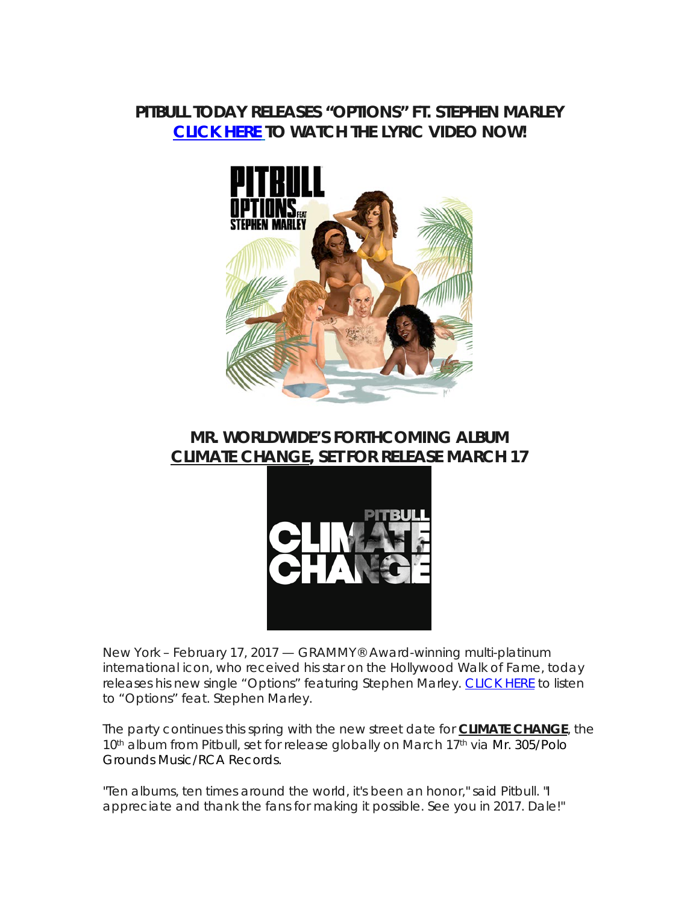## PITBULL TODAY RELEASES "OPTIONS" FT. STEPHEN MARLEY

## CLICK HERE TO WATCH THE LYRIC VIDEO NOW!

## MR. WORLDWIDE'S FORTHCOMING ALBUM CLIMATE CHANGE, SET FOR RELEASE MARCH 17

New York – February 17, 2017 — GRAMMY® Award-winning multi-platinum international icon, who received his star on the Hollywood Walk of Fame, today releases his new single "Options" featuring Stephen Marley. CLICK HERE to listen to "Options" feat. Stephen Marley.

The party continues this spring with the new street date for **CLIMATE CHANGE**, the 10th album from Pitbull, set for release globally on March 17th via Mr. 305/Polo Grounds Music/RCA Records.

"Ten albums, ten times around the world, it's been an honor," said Pitbull. "I appreciate and thank the fans for making it possible. See you in 2017. Dale!"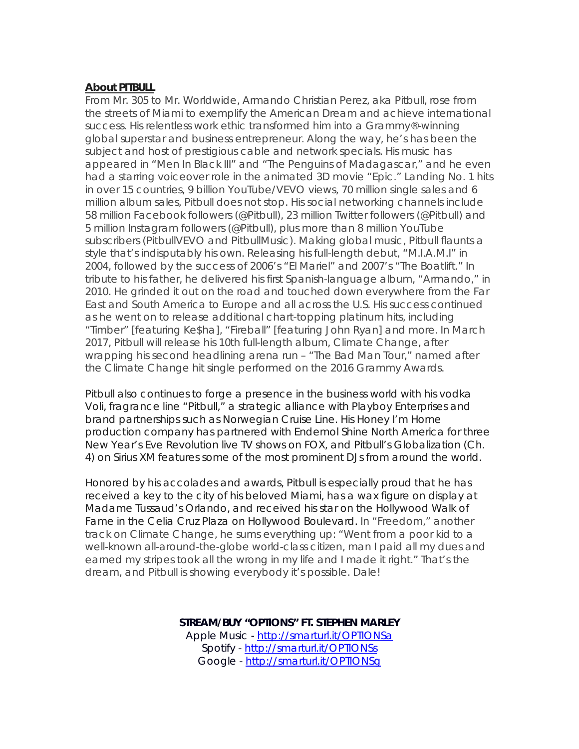**About PITBULL**

From Mr. 305 to Mr. Worldwide, Armando Christian Perez, aka Pitbull, rose from the streets of Miami to exemplify the American Dream and achieve international success. His relentless work ethic transformed him into a Grammy®-winning global superstar and business entrepreneur. Along the way, he's has been the subject and host of prestigious cable and network specials. His music has appeared in "Men In Black III" and "The Penguins of Madagascar," and he even had a starring voiceover role in the animated 3D movie "Epic." Landing No. 1 hits in over 15 countries, 9 billion YouTube/VEVO views, 70 million single sales and 6 million album sales, Pitbull does not stop. His social networking channels include 58 million Facebook followers (@Pitbull), 23 million Twitter followers (@Pitbull) and 5 million Instagram followers (@Pitbull), plus more than 8 million YouTube subscribers (PitbullVEVO and PitbullMusic). Making global music, Pitbull flaunts a style that's indisputably his own. Releasing his full-length debut, "M.I.A.M.I" in 2004, followed by the success of 2006's "El Mariel" and 2007's "The Boatlift." In tribute to his father, he delivered his first Spanish-language album, "Armando," in 2010. He grinded it out on the road and touched down everywhere from the Far East and South America to Europe and all across the U.S. His success continued as he went on to release additional chart-topping platinum hits, including "Timber" [featuring Ke$ha], "Fireball" [featuring John Ryan] and more. In March 2017, Pitbull will release his 10th full-length album, Climate Change, after wrapping his second headlining arena run – "The Bad Man Tour," named after the Climate Change hit single performed on the 2016 Grammy Awards.

Pitbull also continues to forge a presence in the business world with his vodka Voli, fragrance line "Pitbull," a strategic alliance with Playboy Enterprises and brand partnerships such as Norwegian Cruise Line. His Honey I'm Home production company has partnered with Endemol Shine North America for three New Year's Eve Revolution live TV shows on FOX, and Pitbull's Globalization (Ch. 4) on Sirius XM features some of the most prominent DJs from around the world.

Honored by his accolades and awards, Pitbull is especially proud that he has received a key to the city of his beloved Miami, has a wax figure on display at Madame Tussaud's Orlando, and received his star on the Hollywood Walk of Fame in the Celia Cruz Plaza on Hollywood Boulevard. In "Freedom," another track on Climate Change, he sums everything up: "Went from a poor kid to a well-known all-around-the-globe world-class citizen, man I paid all my dues and earned my stripes took all the wrong in my life and I made it right." That's the dream, and Pitbull is showing everybody it's possible. Dale!

**STREAM/BUY "OPTIONS" FT. STEPHEN MARLEY**

Apple Music - http://smarturl.it/OPTIONSa
Spotify - http://smarturl.it/OPTIONSs
Google - http://smarturl.it/OPTIONSg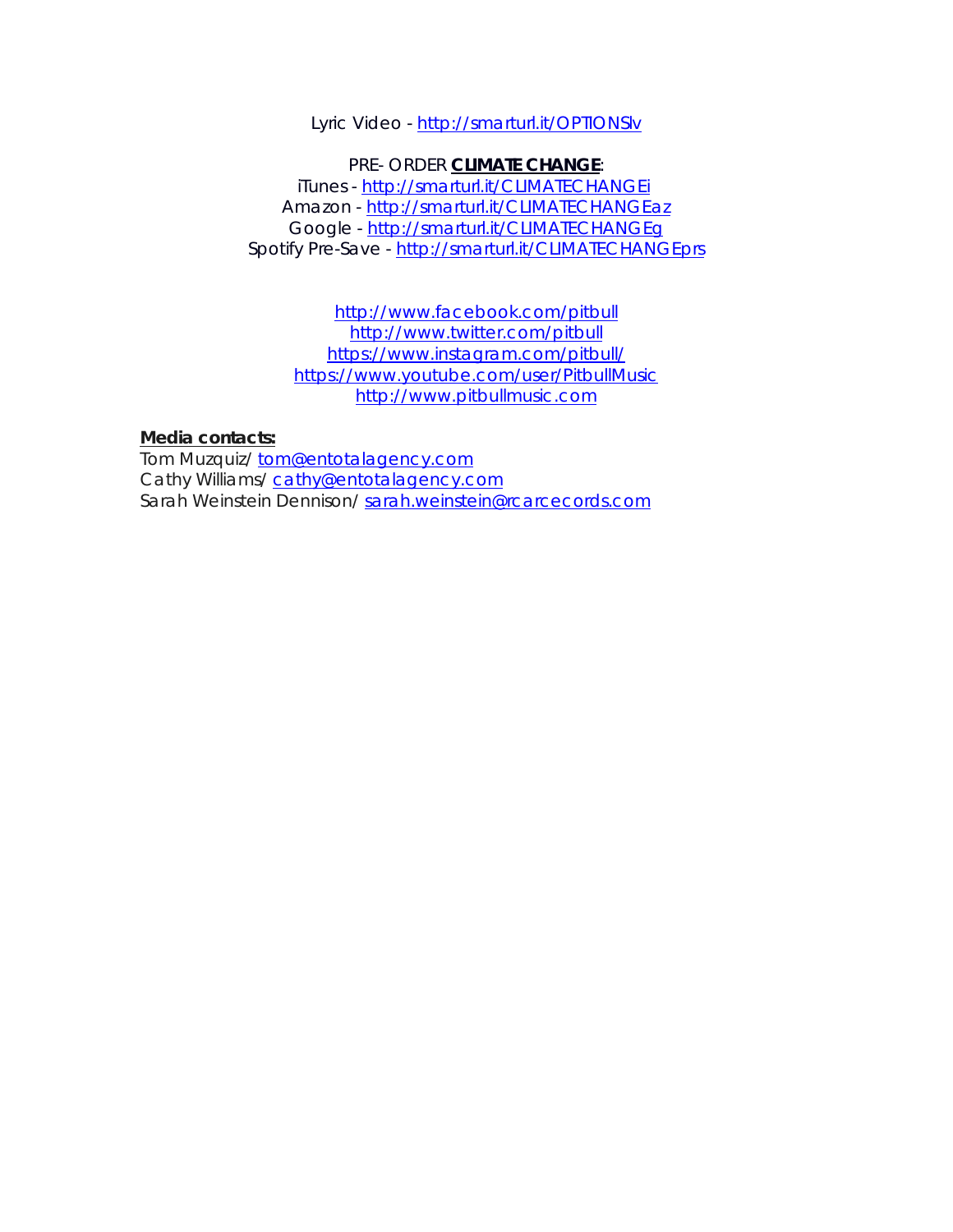Lyric Video - http://smarturl.it/OPTIONSlv

PRE- ORDER **CLIMATE CHANGE**:
iTunes - http://smarturl.it/CLIMATECHANGEi
Amazon - http://smarturl.it/CLIMATECHANGEaz
Google - http://smarturl.it/CLIMATECHANGEg
Spotify Pre-Save - http://smarturl.it/CLIMATECHANGEprs

http://www.facebook.com/pitbull
http://www.twitter.com/pitbull
https://www.instagram.com/pitbull/
https://www.youtube.com/user/PitbullMusic
http://www.pitbullmusic.com

**Media contacts:**
Tom Muzquiz/ tom@entotalagency.com
Cathy Williams/ cathy@entotalagency.com
Sarah Weinstein Dennison/ sarah.weinstein@rcarcecords.com